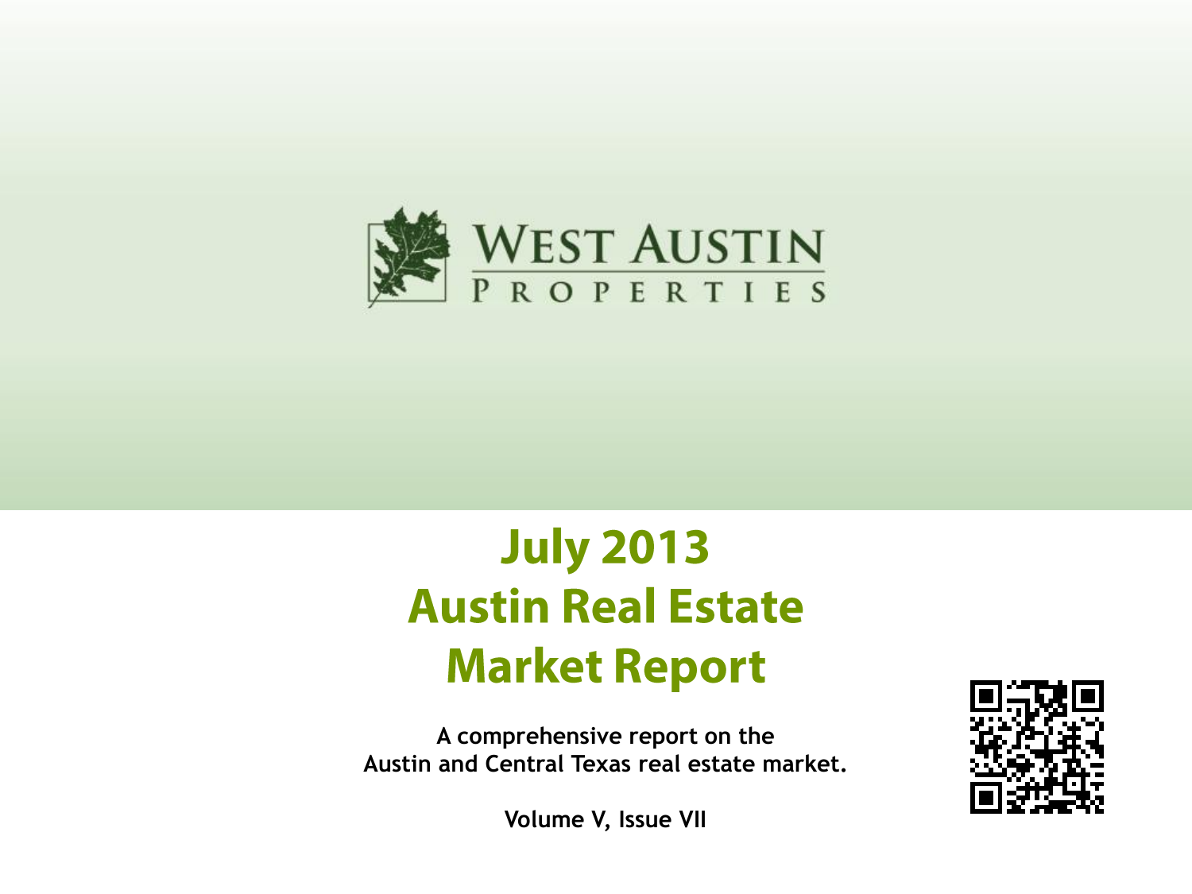WEST AUSTIN PROPERTIES

# July 2013 Austin Real Estate Market Report

**A comprehensive report on the Austin and Central Texas real estate market.**

**Volume V, Issue VII**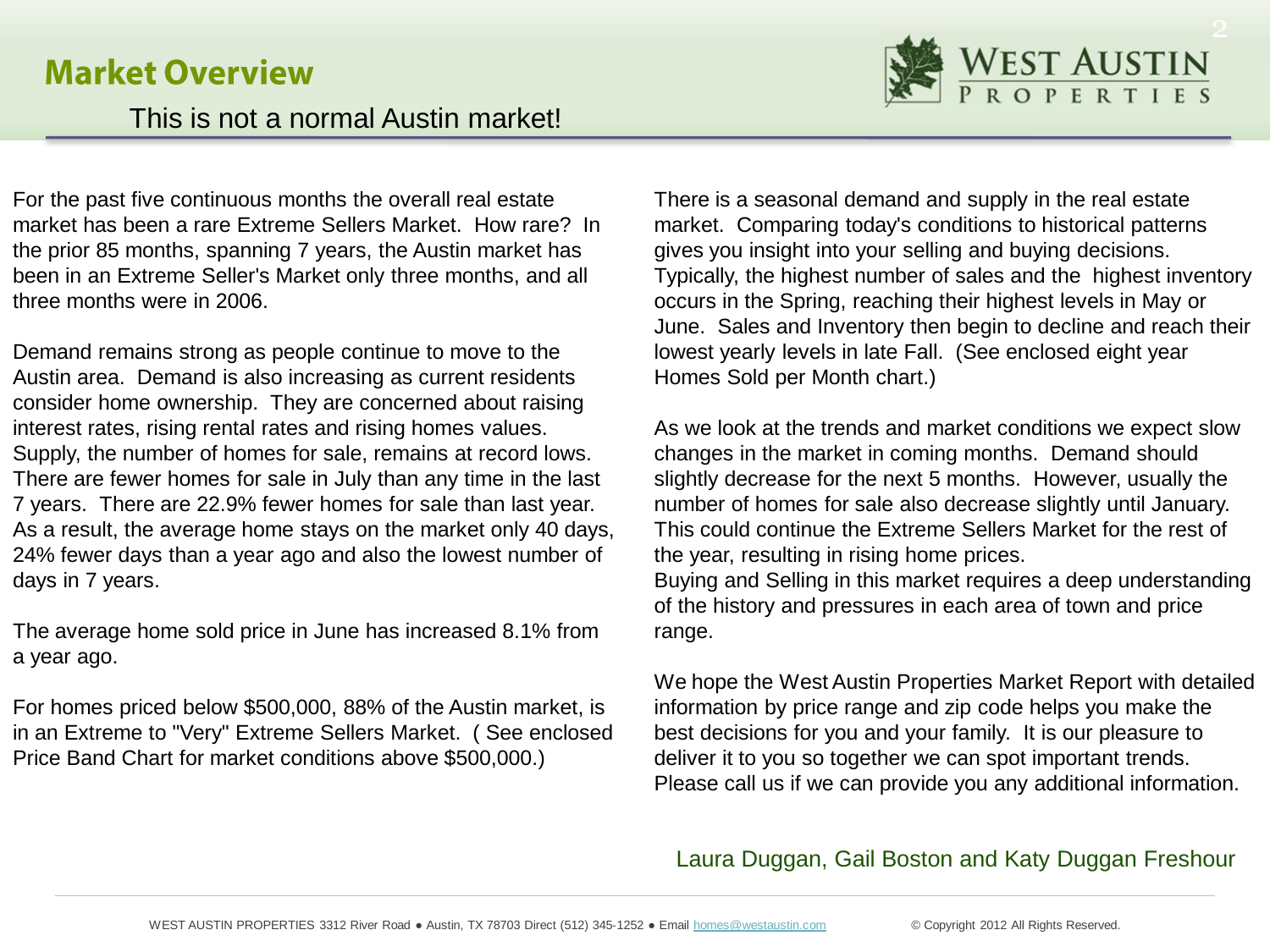## Market Overview

This is not a normal Austin market!

For the past five continuous months the overall real estate market has been a rare Extreme Sellers Market. How rare? In the prior 85 months, spanning 7 years, the Austin market has been in an Extreme Seller's Market only three months, and all three months were in 2006.

Demand remains strong as people continue to move to the Austin area. Demand is also increasing as current residents consider home ownership. They are concerned about raising interest rates, rising rental rates and rising homes values. Supply, the number of homes for sale, remains at record lows. There are fewer homes for sale in July than any time in the last 7 years. There are 22.9% fewer homes for sale than last year. As a result, the average home stays on the market only 40 days, 24% fewer days than a year ago and also the lowest number of days in 7 years.

The average home sold price in June has increased 8.1% from a year ago.

For homes priced below $500,000, 88% of the Austin market, is in an Extreme to "Very" Extreme Sellers Market. ( See enclosed Price Band Chart for market conditions above $500,000.)

There is a seasonal demand and supply in the real estate market. Comparing today's conditions to historical patterns gives you insight into your selling and buying decisions. Typically, the highest number of sales and the highest inventory occurs in the Spring, reaching their highest levels in May or June. Sales and Inventory then begin to decline and reach their lowest yearly levels in late Fall. (See enclosed eight year Homes Sold per Month chart.)

As we look at the trends and market conditions we expect slow changes in the market in coming months. Demand should slightly decrease for the next 5 months. However, usually the number of homes for sale also decrease slightly until January. This could continue the Extreme Sellers Market for the rest of the year, resulting in rising home prices.
Buying and Selling in this market requires a deep understanding of the history and pressures in each area of town and price range.

We hope the West Austin Properties Market Report with detailed information by price range and zip code helps you make the best decisions for you and your family. It is our pleasure to deliver it to you so together we can spot important trends. Please call us if we can provide you any additional information.

Laura Duggan, Gail Boston and Katy Duggan Freshour

WEST AUSTIN PROPERTIES 3312 River Road ● Austin, TX 78703 Direct (512) 345-1252 ● Email homes@westaustin.com © Copyright 2012 All Rights Reserved.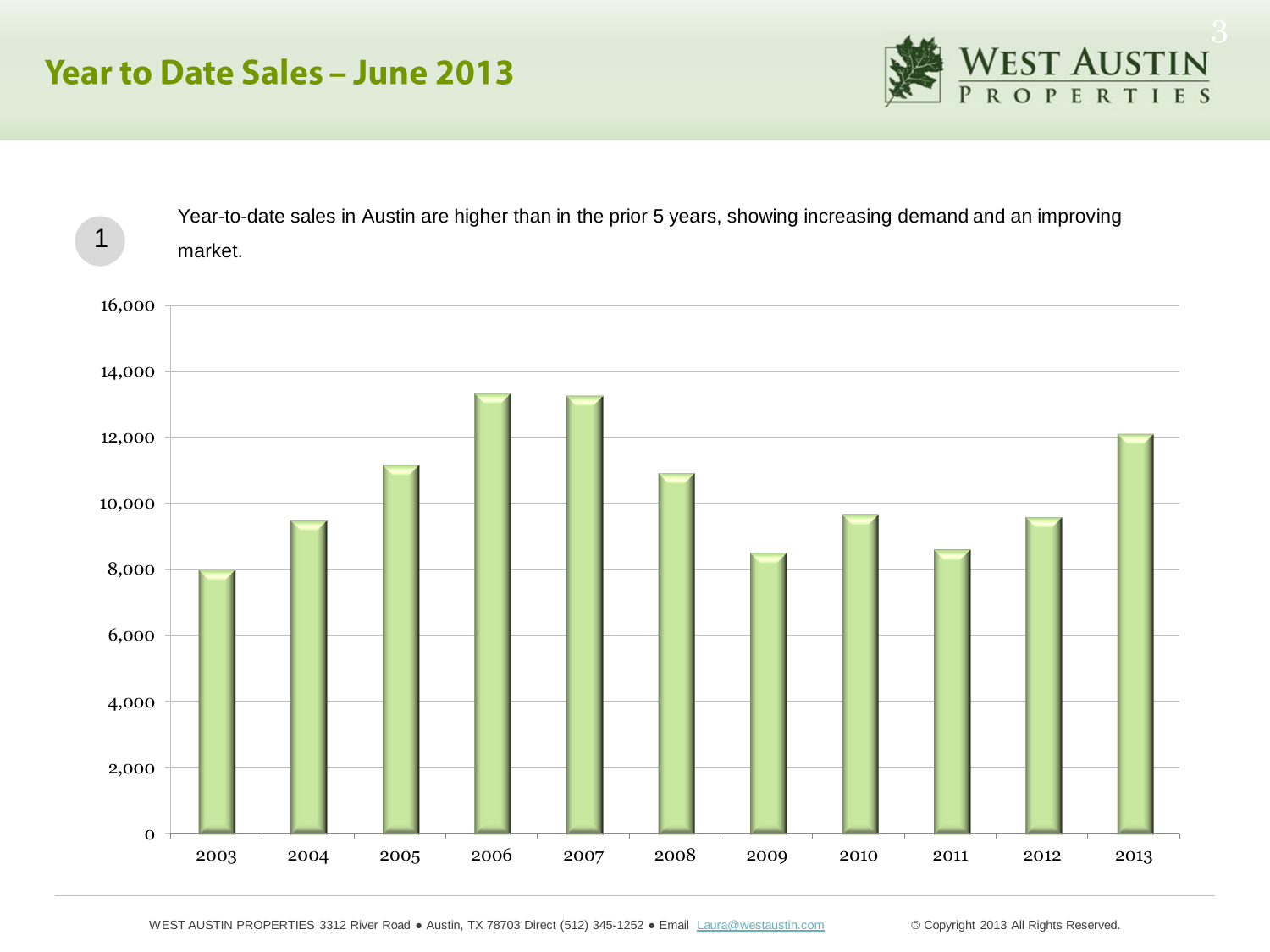# Year to Date Sales – June 2013

1

Year-to-date sales in Austin are higher than in the prior 5 years, showing increasing demand and an improving market.

WEST AUSTIN PROPERTIES 3312 River Road ● Austin, TX 78703 Direct (512) 345-1252 ● Email Laura@westaustin.com © Copyright 2013 All Rights Reserved.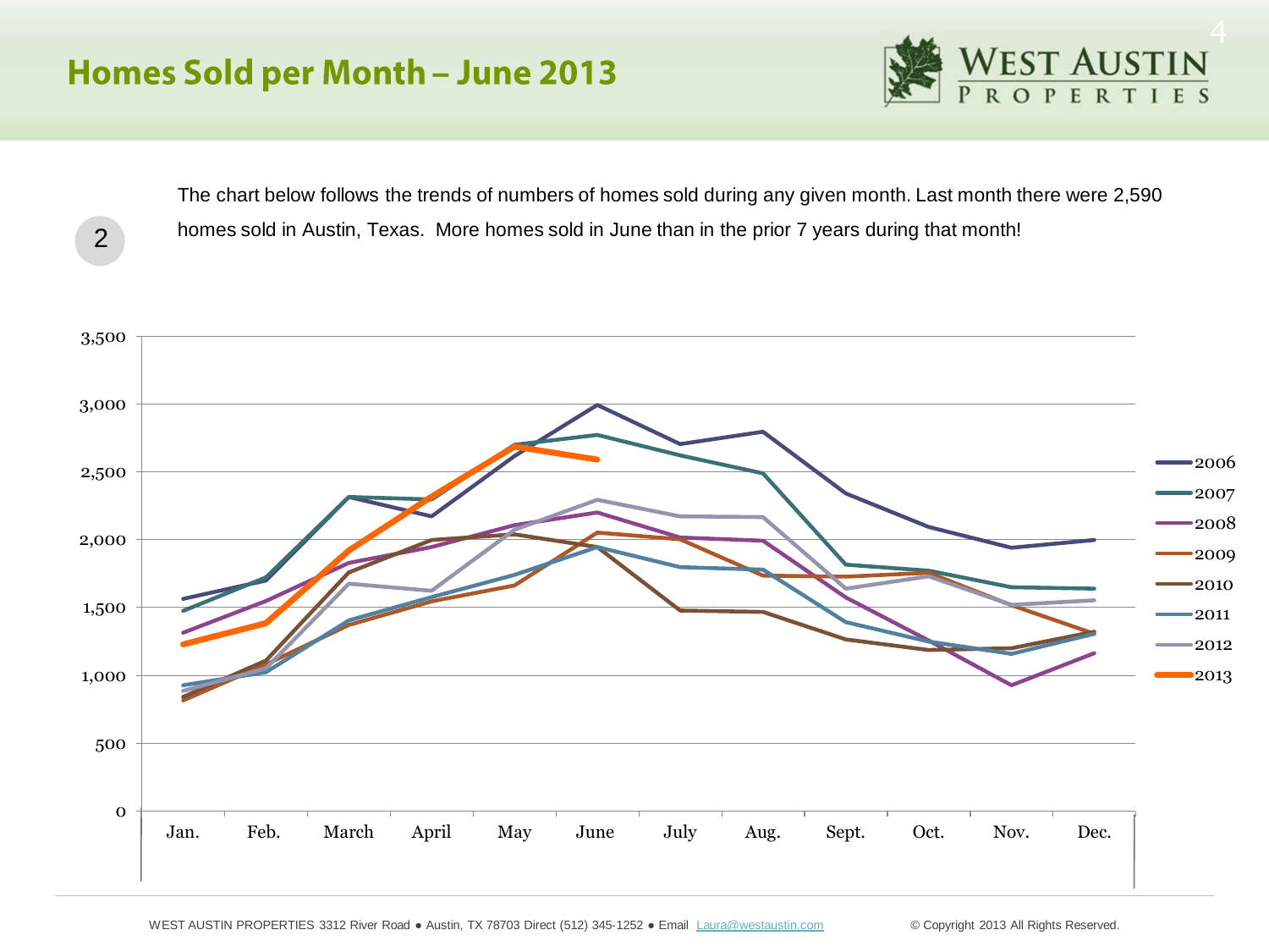# Homes Sold per Month – June 2013

2

The chart below follows the trends of numbers of homes sold during any given month. Last month there were 2,590 homes sold in Austin, Texas. More homes sold in June than in the prior 7 years during that month!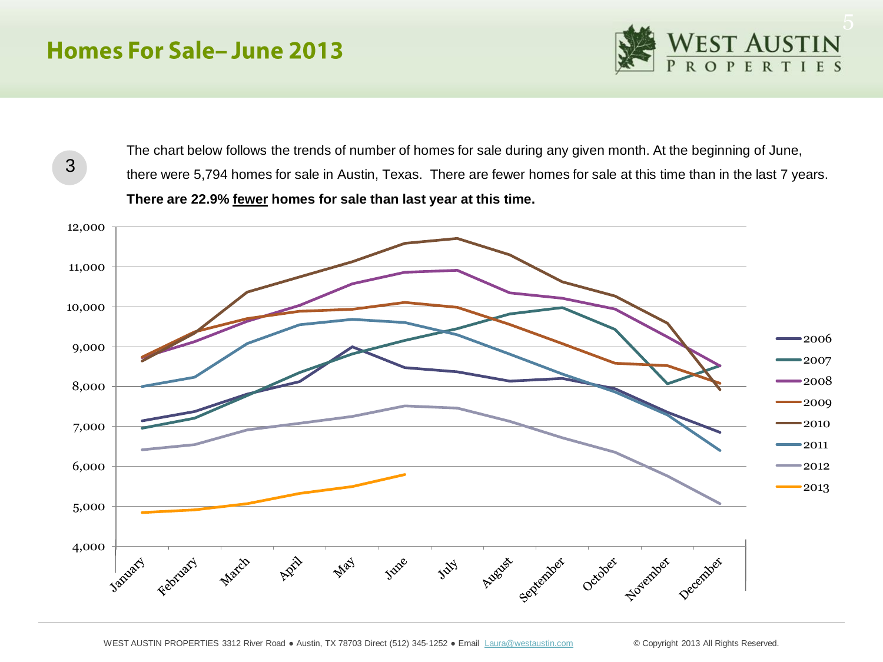# Homes For Sale– June 2013

3

The chart below follows the trends of number of homes for sale during any given month. At the beginning of June, there were 5,794 homes for sale in Austin, Texas. There are fewer homes for sale at this time than in the last 7 years. **There are 22.9% fewer homes for sale than last year at this time.**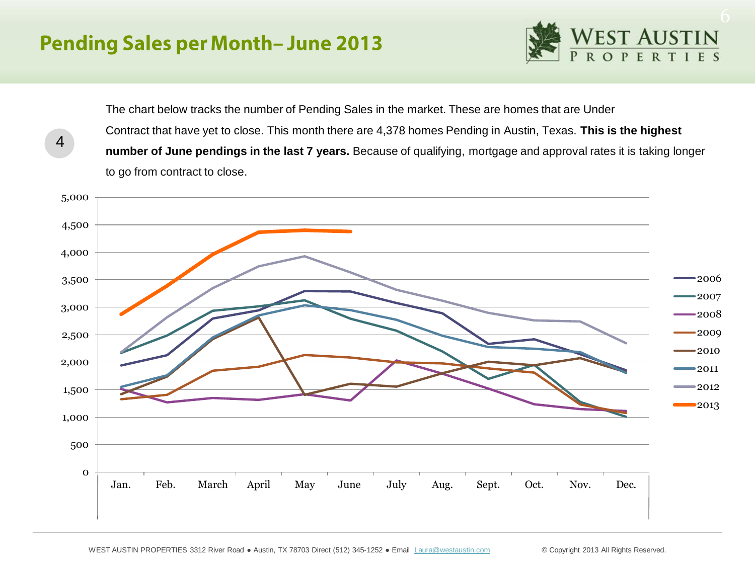# Pending Sales per Month– June 2013

4

The chart below tracks the number of Pending Sales in the market. These are homes that are Under Contract that have yet to close. This month there are 4,378 homes Pending in Austin, Texas. **This is the highest number of June pendings in the last 7 years.** Because of qualifying, mortgage and approval rates it is taking longer to go from contract to close.

5,000
4,500
4,000
3,500
3,000
2,500
2,000
1,500
1,000
500
0

Jan. Feb. March April May June July Aug. Sept. Oct. Nov. Dec.

2006
2007
2008
2009
2010
2011
2012
2013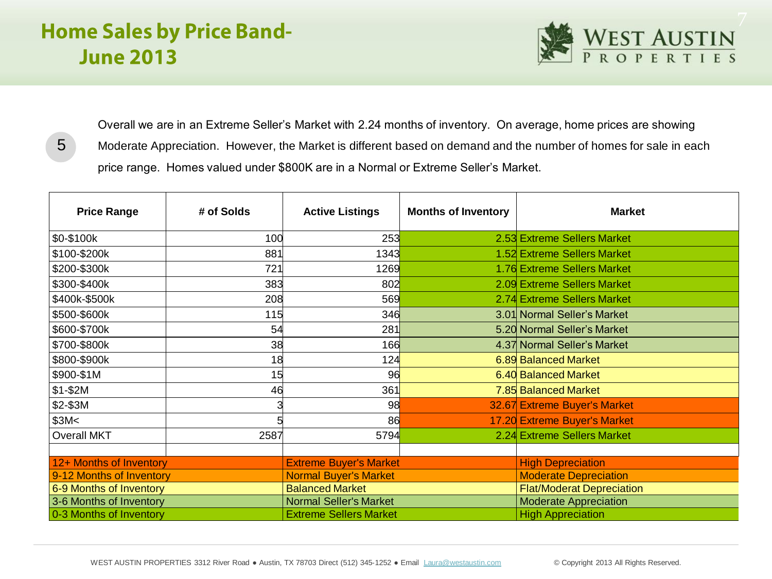# Home Sales by Price Band- June 2013

5

Overall we are in an Extreme Seller's Market with 2.24 months of inventory. On average, home prices are showing Moderate Appreciation. However, the Market is different based on demand and the number of homes for sale in each price range. Homes valued under $800K are in a Normal or Extreme Seller's Market.

| Price Range | # of Solds | Active Listings | Months of Inventory | Market |
|---|---|---|---|---|
| $0-$100k | 100 | 253 | 2.53 | Extreme Sellers Market |
| $100-$200k | 881 | 1343 | 1.52 | Extreme Sellers Market |
| $200-$300k | 721 | 1269 | 1.76 | Extreme Sellers Market |
| $300-$400k | 383 | 802 | 2.09 | Extreme Sellers Market |
| $400k-$500k | 208 | 569 | 2.74 | Extreme Sellers Market |
| $500-$600k | 115 | 346 | 3.01 | Normal Seller's Market |
| $600-$700k | 54 | 281 | 5.20 | Normal Seller's Market |
| $700-$800k | 38 | 166 | 4.37 | Normal Seller's Market |
| $800-$900k | 18 | 124 | 6.89 | Balanced Market |
| $900-$1M | 15 | 96 | 6.40 | Balanced Market |
| $1-$2M | 46 | 361 | 7.85 | Balanced Market |
| $2-$3M | 3 | 98 | 32.67 | Extreme Buyer's Market |
| $3M< | 5 | 86 | 17.20 | Extreme Buyer's Market |
| Overall MKT | 2587 | 5794 | 2.24 | Extreme Sellers Market |

| Months of Inventory | Market | Prices |
|---|---|---|
| 12+ Months of Inventory | Extreme Buyer's Market | High Depreciation |
| 9-12 Months of Inventory | Normal Buyer's Market | Moderate Depreciation |
| 6-9 Months of Inventory | Balanced Market | Flat/Moderat Depreciation |
| 3-6 Months of Inventory | Normal Seller's Market | Moderate Appreciation |
| 0-3 Months of Inventory | Extreme Sellers Market | High Appreciation |

WEST AUSTIN PROPERTIES 3312 River Road ● Austin, TX 78703 Direct (512) 345-1252 ● Email Laura@westaustin.com © Copyright 2013 All Rights Reserved.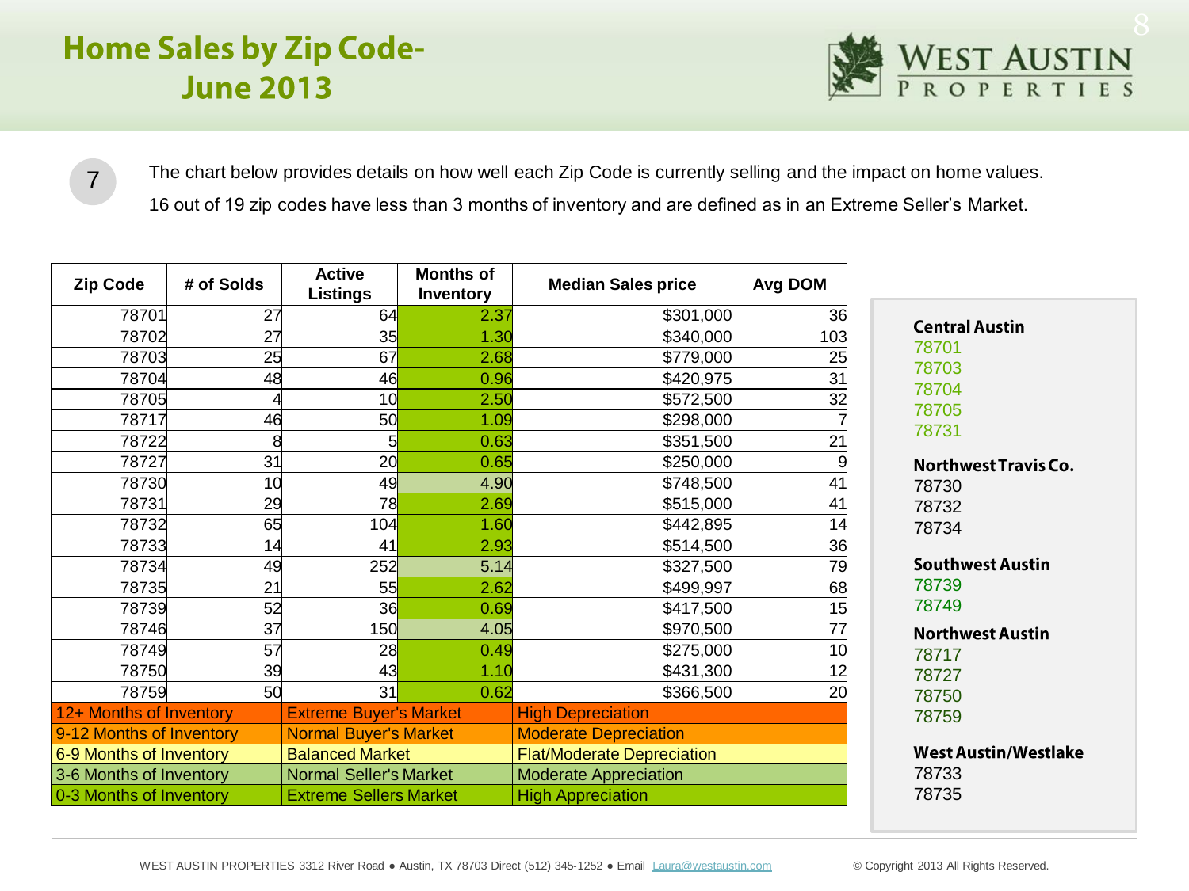# Home Sales by Zip Code- June 2013

7

The chart below provides details on how well each Zip Code is currently selling and the impact on home values.

16 out of 19 zip codes have less than 3 months of inventory and are defined as in an Extreme Seller's Market.

| Zip Code | # of Solds | Active Listings | Months of Inventory | Median Sales price | Avg DOM |
|---|---|---|---|---|---|
| 78701 | 27 | 64 | 2.37 | $301,000 | 36 |
| 78702 | 27 | 35 | 1.30 | $340,000 | 103 |
| 78703 | 25 | 67 | 2.68 | $779,000 | 25 |
| 78704 | 48 | 46 | 0.96 | $420,975 | 31 |
| 78705 | 4 | 10 | 2.50 | $572,500 | 32 |
| 78717 | 46 | 50 | 1.09 | $298,000 | 7 |
| 78722 | 8 | 5 | 0.63 | $351,500 | 21 |
| 78727 | 31 | 20 | 0.65 | $250,000 | 9 |
| 78730 | 10 | 49 | 4.90 | $748,500 | 41 |
| 78731 | 29 | 78 | 2.69 | $515,000 | 41 |
| 78732 | 65 | 104 | 1.60 | $442,895 | 14 |
| 78733 | 14 | 41 | 2.93 | $514,500 | 36 |
| 78734 | 49 | 252 | 5.14 | $327,500 | 79 |
| 78735 | 21 | 55 | 2.62 | $499,997 | 68 |
| 78739 | 52 | 36 | 0.69 | $417,500 | 15 |
| 78746 | 37 | 150 | 4.05 | $970,500 | 77 |
| 78749 | 57 | 28 | 0.49 | $275,000 | 10 |
| 78750 | 39 | 43 | 1.10 | $431,300 | 12 |
| 78759 | 50 | 31 | 0.62 | $366,500 | 20 |

| Months of Inventory | Market | Impact |
|---|---|---|
| 12+ Months of Inventory | Extreme Buyer's Market | High Depreciation |
| 9-12 Months of Inventory | Normal Buyer's Market | Moderate Depreciation |
| 6-9 Months of Inventory | Balanced Market | Flat/Moderate Depreciation |
| 3-6 Months of Inventory | Normal Seller's Market | Moderate Appreciation |
| 0-3 Months of Inventory | Extreme Sellers Market | High Appreciation |

**Central Austin**
78701
78703
78704
78705
78731

**Northwest Travis Co.**
78730
78732
78734

**Southwest Austin**
78739
78749

**Northwest Austin**
78717
78727
78750
78759

**West Austin/Westlake**
78733
78735

WEST AUSTIN PROPERTIES 3312 River Road • Austin, TX 78703 Direct (512) 345-1252 • Email Laura@westaustin.com © Copyright 2013 All Rights Reserved.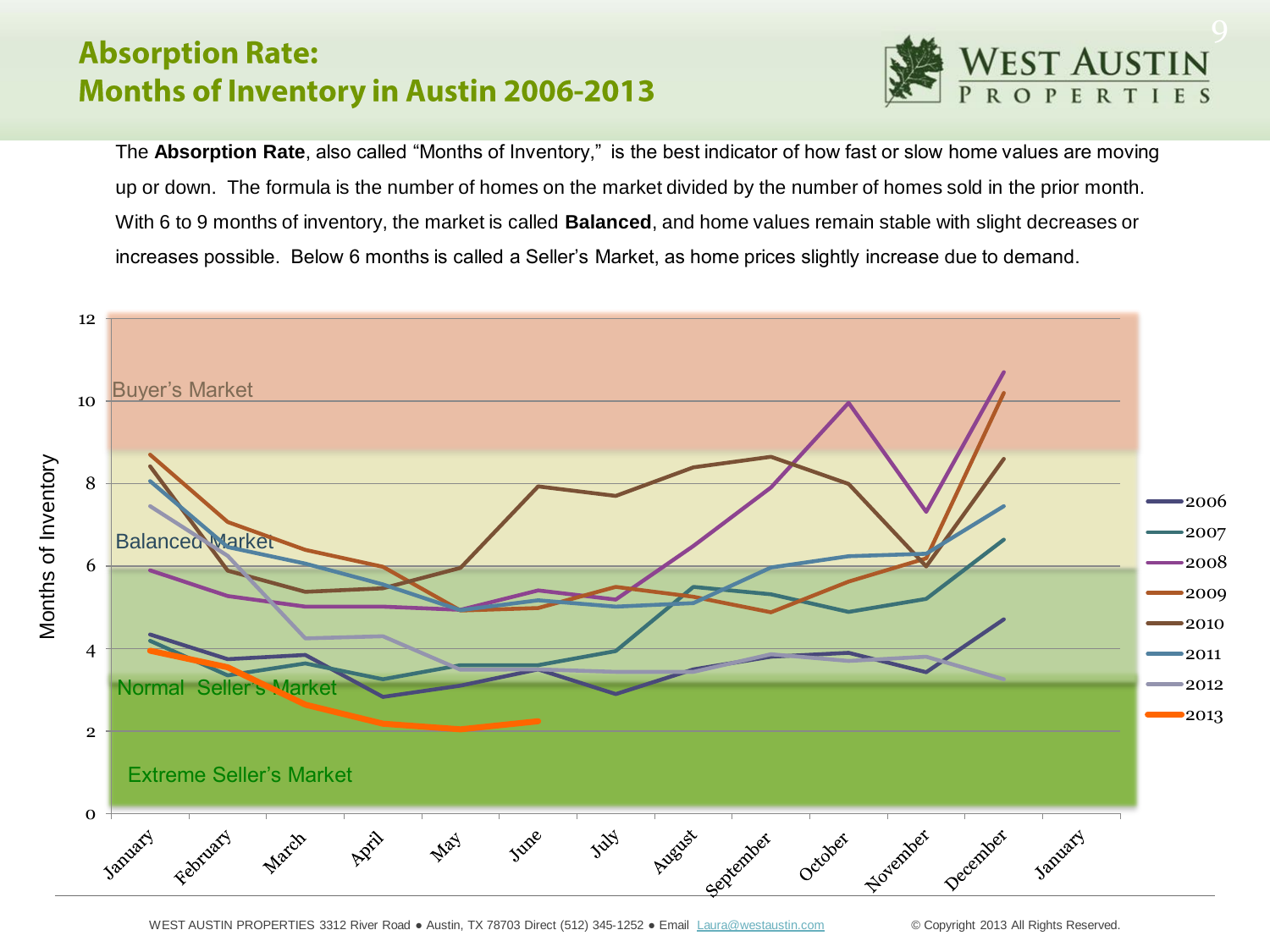# Absorption Rate: Months of Inventory in Austin 2006-2013

The **Absorption Rate**, also called "Months of Inventory," is the best indicator of how fast or slow home values are moving up or down. The formula is the number of homes on the market divided by the number of homes sold in the prior month. With 6 to 9 months of inventory, the market is called **Balanced**, and home values remain stable with slight decreases or increases possible. Below 6 months is called a Seller's Market, as home prices slightly increase due to demand.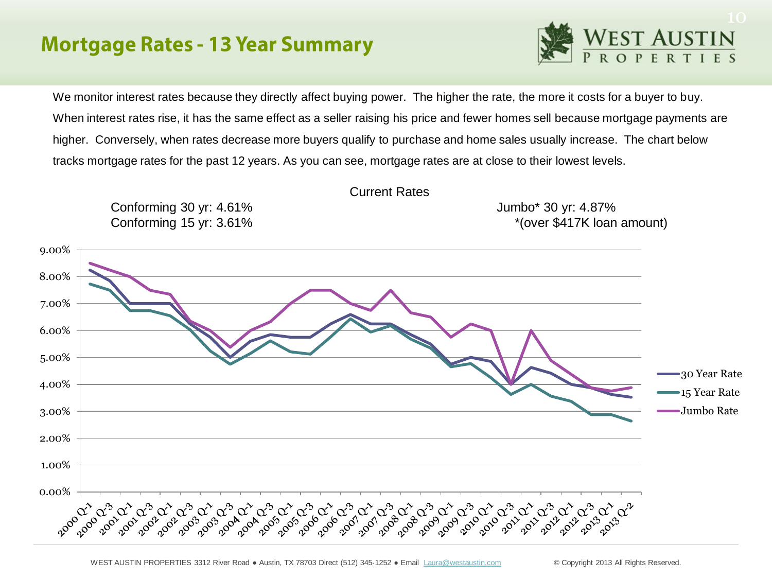# Mortgage Rates - 13 Year Summary

We monitor interest rates because they directly affect buying power. The higher the rate, the more it costs for a buyer to buy. When interest rates rise, it has the same effect as a seller raising his price and fewer homes sell because mortgage payments are higher. Conversely, when rates decrease more buyers qualify to purchase and home sales usually increase. The chart below tracks mortgage rates for the past 12 years. As you can see, mortgage rates are at close to their lowest levels.

Current Rates

Conforming 30 yr: 4.61%
Conforming 15 yr: 3.61%

Jumbo* 30 yr: 4.87%
*(over $417K loan amount)

WEST AUSTIN PROPERTIES 3312 River Road ● Austin, TX 78703 Direct (512) 345-1252 ● Email Laura@westaustin.com

© Copyright 2013 All Rights Reserved.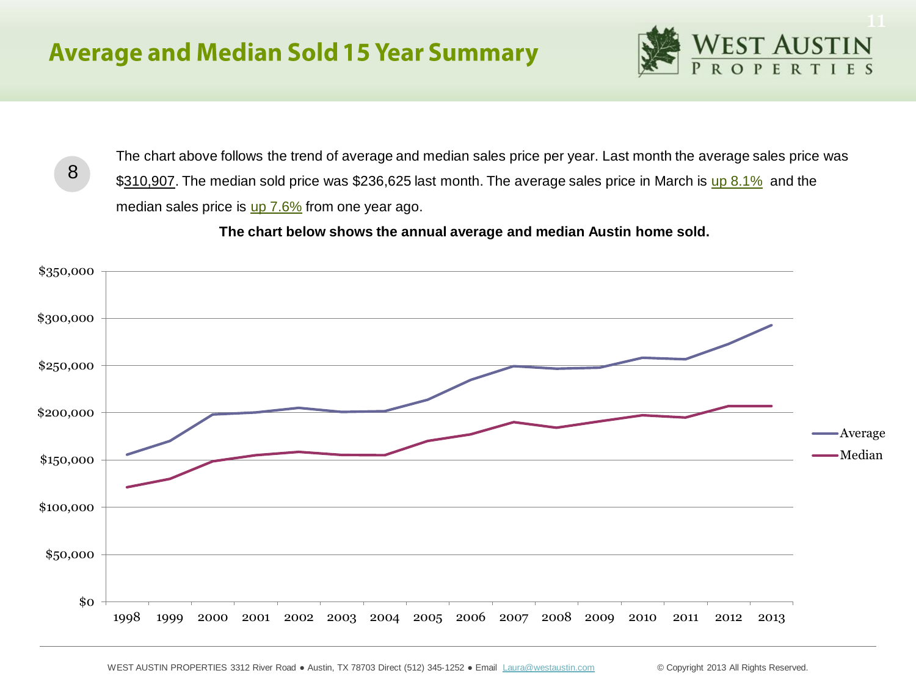# Average and Median Sold 15 Year Summary

8

The chart above follows the trend of average and median sales price per year. Last month the average sales price was $310,907. The median sold price was $236,625 last month. The average sales price in March is up 8.1% and the median sales price is up 7.6% from one year ago.

**The chart below shows the annual average and median Austin home sold.**

WEST AUSTIN PROPERTIES 3312 River Road ● Austin, TX 78703 Direct (512) 345-1252 ● Email Laura@westaustin.com © Copyright 2013 All Rights Reserved.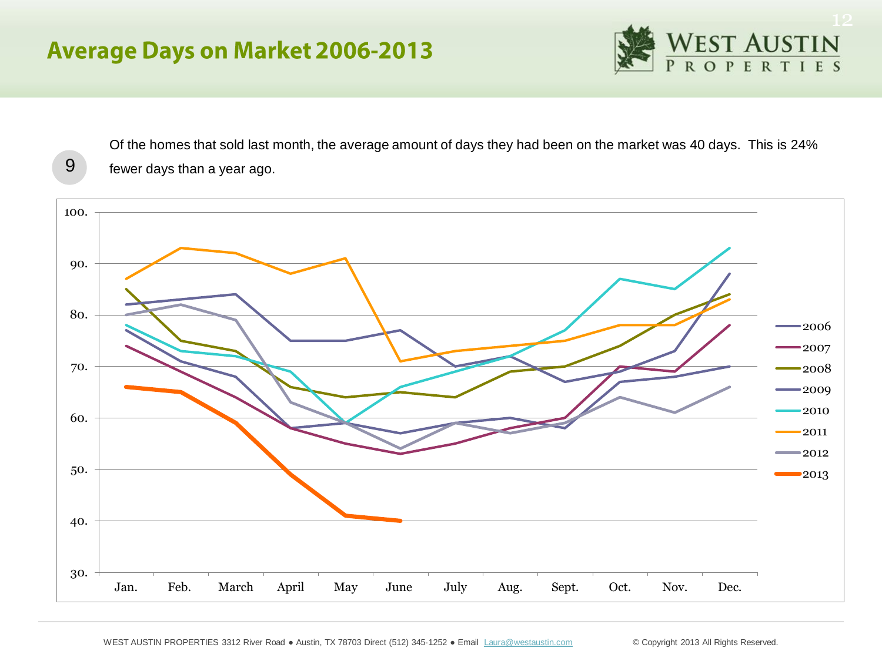# Average Days on Market 2006-2013

9

Of the homes that sold last month, the average amount of days they had been on the market was 40 days. This is 24% fewer days than a year ago.

WEST AUSTIN PROPERTIES 3312 River Road ● Austin, TX 78703 Direct (512) 345-1252 ● Email Laura@westaustin.com © Copyright 2013 All Rights Reserved.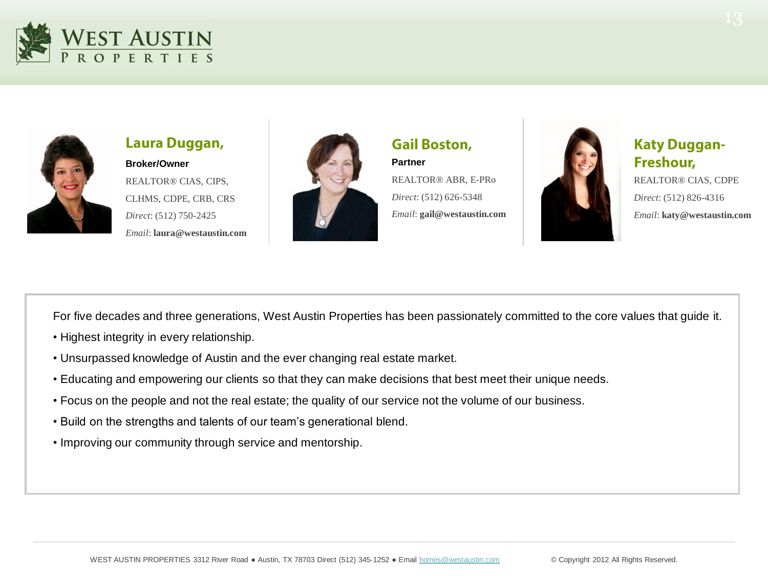**Laura Duggan,**

**Broker/Owner**

REALTOR® CIAS, CIPS, CLHMS, CDPE, CRB, CRS

*Direct*: (512) 750-2425

*Email*: **laura@westaustin.com**

**Gail Boston,**

**Partner**

REALTOR® ABR, E-PRo

*Direct*: (512) 626-5348

*Email*: **gail@westaustin.com**

**Katy Duggan-Freshour,**

REALTOR® CIAS, CDPE

*Direct*: (512) 826-4316

*Email*: **katy@westaustin.com**

For five decades and three generations, West Austin Properties has been passionately committed to the core values that guide it.

- Highest integrity in every relationship.
- Unsurpassed knowledge of Austin and the ever changing real estate market.
- Educating and empowering our clients so that they can make decisions that best meet their unique needs.
- Focus on the people and not the real estate; the quality of our service not the volume of our business.
- Build on the strengths and talents of our team's generational blend.
- Improving our community through service and mentorship.

WEST AUSTIN PROPERTIES 3312 River Road ● Austin, TX 78703 Direct (512) 345-1252 ● Email homes@westaustin.com © Copyright 2012 All Rights Reserved.